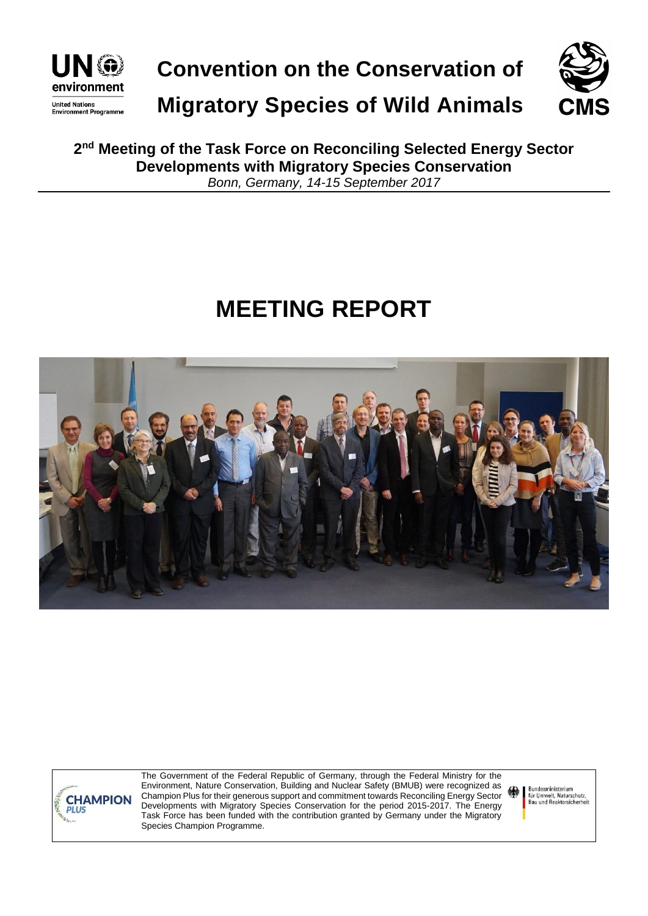# Convention on the Conservation of Migratory Species of Wild Animals

**2nd Meeting of the Task Force on Reconciling Selected Energy Sector Developments with Migratory Species Conservation**

*Bonn, Germany, 14-15 September 2017*

# MEETING REPORT

The Government of the Federal Republic of Germany, through the Federal Ministry for the Environment, Nature Conservation, Building and Nuclear Safety (BMUB) were recognized as Champion Plus for their generous support and commitment towards Reconciling Energy Sector Developments with Migratory Species Conservation for the period 2015-2017. The Energy Task Force has been funded with the contribution granted by Germany under the Migratory Species Champion Programme.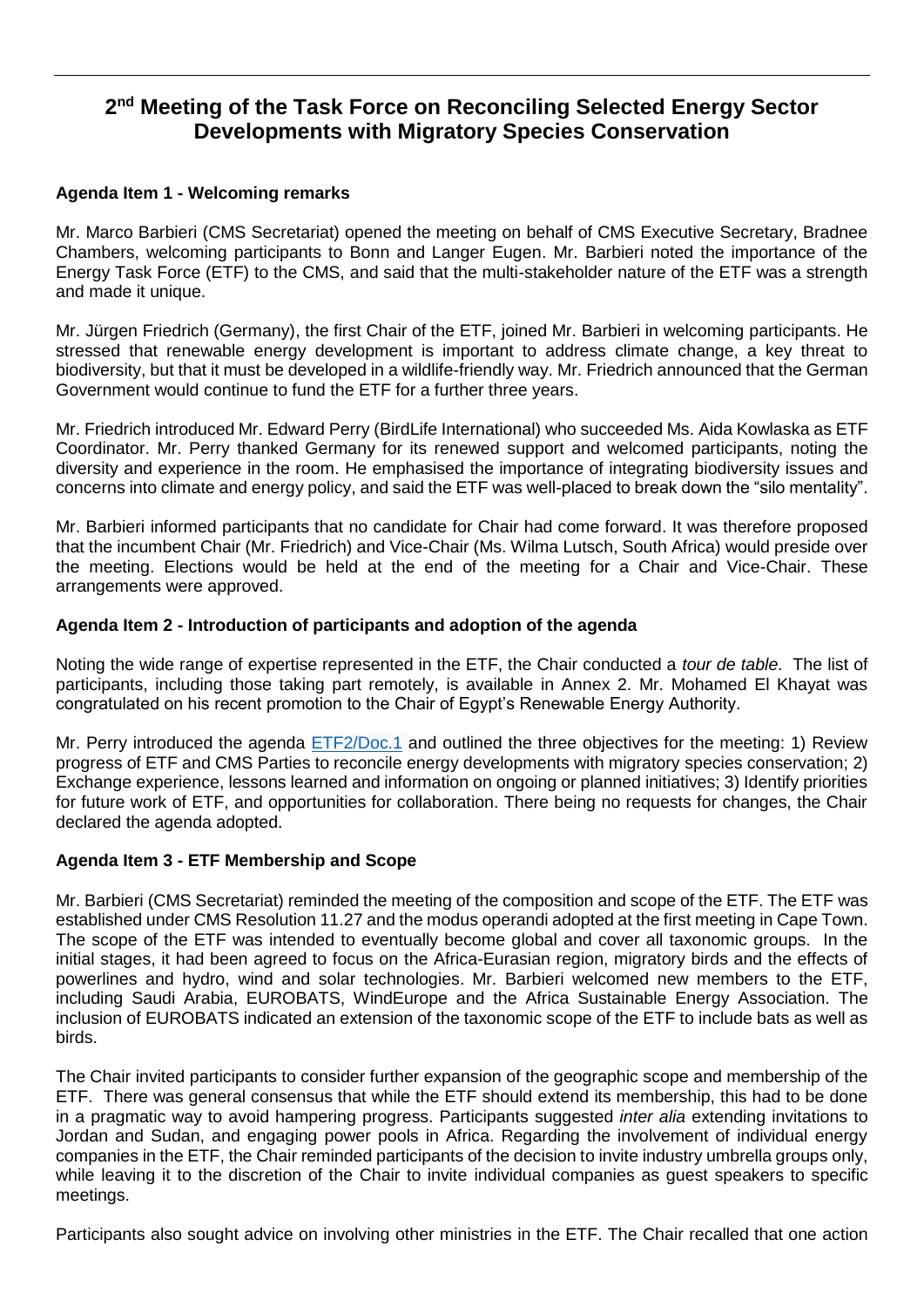# 2nd Meeting of the Task Force on Reconciling Selected Energy Sector Developments with Migratory Species Conservation

### Agenda Item 1 - Welcoming remarks

Mr. Marco Barbieri (CMS Secretariat) opened the meeting on behalf of CMS Executive Secretary, Bradnee Chambers, welcoming participants to Bonn and Langer Eugen. Mr. Barbieri noted the importance of the Energy Task Force (ETF) to the CMS, and said that the multi-stakeholder nature of the ETF was a strength and made it unique.

Mr. Jürgen Friedrich (Germany), the first Chair of the ETF, joined Mr. Barbieri in welcoming participants. He stressed that renewable energy development is important to address climate change, a key threat to biodiversity, but that it must be developed in a wildlife-friendly way. Mr. Friedrich announced that the German Government would continue to fund the ETF for a further three years.

Mr. Friedrich introduced Mr. Edward Perry (BirdLife International) who succeeded Ms. Aida Kowlaska as ETF Coordinator. Mr. Perry thanked Germany for its renewed support and welcomed participants, noting the diversity and experience in the room. He emphasised the importance of integrating biodiversity issues and concerns into climate and energy policy, and said the ETF was well-placed to break down the "silo mentality".

Mr. Barbieri informed participants that no candidate for Chair had come forward. It was therefore proposed that the incumbent Chair (Mr. Friedrich) and Vice-Chair (Ms. Wilma Lutsch, South Africa) would preside over the meeting. Elections would be held at the end of the meeting for a Chair and Vice-Chair. These arrangements were approved.

### Agenda Item 2 - Introduction of participants and adoption of the agenda

Noting the wide range of expertise represented in the ETF, the Chair conducted a *tour de table*. The list of participants, including those taking part remotely, is available in Annex 2. Mr. Mohamed El Khayat was congratulated on his recent promotion to the Chair of Egypt's Renewable Energy Authority.

Mr. Perry introduced the agenda ETF2/Doc.1 and outlined the three objectives for the meeting: 1) Review progress of ETF and CMS Parties to reconcile energy developments with migratory species conservation; 2) Exchange experience, lessons learned and information on ongoing or planned initiatives; 3) Identify priorities for future work of ETF, and opportunities for collaboration. There being no requests for changes, the Chair declared the agenda adopted.

### Agenda Item 3 - ETF Membership and Scope

Mr. Barbieri (CMS Secretariat) reminded the meeting of the composition and scope of the ETF. The ETF was established under CMS Resolution 11.27 and the modus operandi adopted at the first meeting in Cape Town. The scope of the ETF was intended to eventually become global and cover all taxonomic groups. In the initial stages, it had been agreed to focus on the Africa-Eurasian region, migratory birds and the effects of powerlines and hydro, wind and solar technologies. Mr. Barbieri welcomed new members to the ETF, including Saudi Arabia, EUROBATS, WindEurope and the Africa Sustainable Energy Association. The inclusion of EUROBATS indicated an extension of the taxonomic scope of the ETF to include bats as well as birds.

The Chair invited participants to consider further expansion of the geographic scope and membership of the ETF. There was general consensus that while the ETF should extend its membership, this had to be done in a pragmatic way to avoid hampering progress. Participants suggested *inter alia* extending invitations to Jordan and Sudan, and engaging power pools in Africa. Regarding the involvement of individual energy companies in the ETF, the Chair reminded participants of the decision to invite industry umbrella groups only, while leaving it to the discretion of the Chair to invite individual companies as guest speakers to specific meetings.

Participants also sought advice on involving other ministries in the ETF. The Chair recalled that one action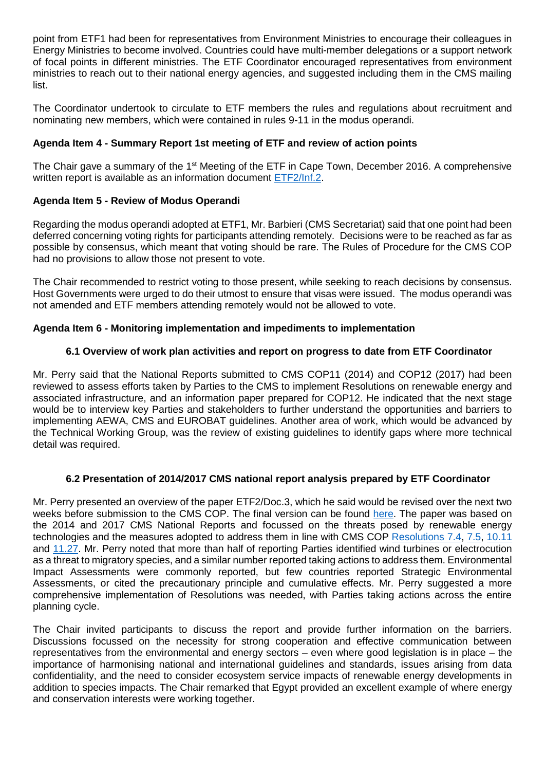point from ETF1 had been for representatives from Environment Ministries to encourage their colleagues in Energy Ministries to become involved. Countries could have multi-member delegations or a support network of focal points in different ministries. The ETF Coordinator encouraged representatives from environment ministries to reach out to their national energy agencies, and suggested including them in the CMS mailing list.

The Coordinator undertook to circulate to ETF members the rules and regulations about recruitment and nominating new members, which were contained in rules 9-11 in the modus operandi.

**Agenda Item 4 - Summary Report 1st meeting of ETF and review of action points**

The Chair gave a summary of the 1st Meeting of the ETF in Cape Town, December 2016. A comprehensive written report is available as an information document ETF2/Inf.2.

**Agenda Item 5 - Review of Modus Operandi**

Regarding the modus operandi adopted at ETF1, Mr. Barbieri (CMS Secretariat) said that one point had been deferred concerning voting rights for participants attending remotely. Decisions were to be reached as far as possible by consensus, which meant that voting should be rare. The Rules of Procedure for the CMS COP had no provisions to allow those not present to vote.

The Chair recommended to restrict voting to those present, while seeking to reach decisions by consensus. Host Governments were urged to do their utmost to ensure that visas were issued. The modus operandi was not amended and ETF members attending remotely would not be allowed to vote.

**Agenda Item 6 - Monitoring implementation and impediments to implementation**

**6.1 Overview of work plan activities and report on progress to date from ETF Coordinator**

Mr. Perry said that the National Reports submitted to CMS COP11 (2014) and COP12 (2017) had been reviewed to assess efforts taken by Parties to the CMS to implement Resolutions on renewable energy and associated infrastructure, and an information paper prepared for COP12. He indicated that the next stage would be to interview key Parties and stakeholders to further understand the opportunities and barriers to implementing AEWA, CMS and EUROBAT guidelines. Another area of work, which would be advanced by the Technical Working Group, was the review of existing guidelines to identify gaps where more technical detail was required.

**6.2 Presentation of 2014/2017 CMS national report analysis prepared by ETF Coordinator**

Mr. Perry presented an overview of the paper ETF2/Doc.3, which he said would be revised over the next two weeks before submission to the CMS COP. The final version can be found here. The paper was based on the 2014 and 2017 CMS National Reports and focussed on the threats posed by renewable energy technologies and the measures adopted to address them in line with CMS COP Resolutions 7.4, 7.5, 10.11 and 11.27. Mr. Perry noted that more than half of reporting Parties identified wind turbines or electrocution as a threat to migratory species, and a similar number reported taking actions to address them. Environmental Impact Assessments were commonly reported, but few countries reported Strategic Environmental Assessments, or cited the precautionary principle and cumulative effects. Mr. Perry suggested a more comprehensive implementation of Resolutions was needed, with Parties taking actions across the entire planning cycle.

The Chair invited participants to discuss the report and provide further information on the barriers. Discussions focussed on the necessity for strong cooperation and effective communication between representatives from the environmental and energy sectors – even where good legislation is in place – the importance of harmonising national and international guidelines and standards, issues arising from data confidentiality, and the need to consider ecosystem service impacts of renewable energy developments in addition to species impacts. The Chair remarked that Egypt provided an excellent example of where energy and conservation interests were working together.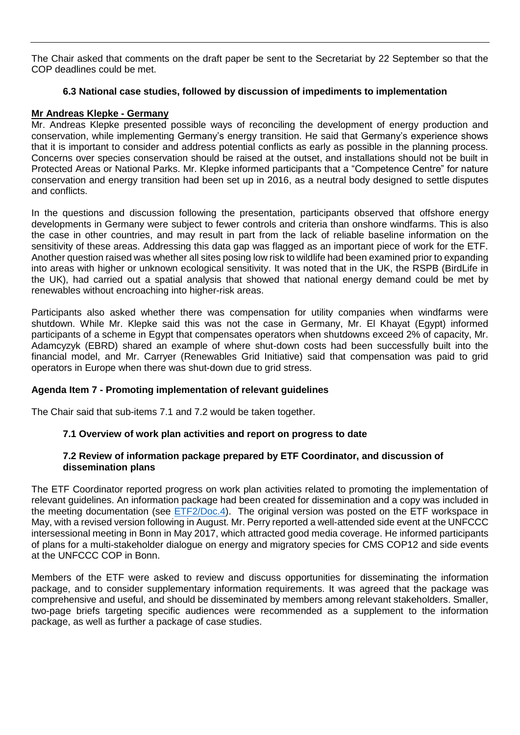The Chair asked that comments on the draft paper be sent to the Secretariat by 22 September so that the COP deadlines could be met.

### 6.3 National case studies, followed by discussion of impediments to implementation

**Mr Andreas Klepke - Germany**

Mr. Andreas Klepke presented possible ways of reconciling the development of energy production and conservation, while implementing Germany's energy transition. He said that Germany's experience shows that it is important to consider and address potential conflicts as early as possible in the planning process. Concerns over species conservation should be raised at the outset, and installations should not be built in Protected Areas or National Parks. Mr. Klepke informed participants that a "Competence Centre" for nature conservation and energy transition had been set up in 2016, as a neutral body designed to settle disputes and conflicts.

In the questions and discussion following the presentation, participants observed that offshore energy developments in Germany were subject to fewer controls and criteria than onshore windfarms. This is also the case in other countries, and may result in part from the lack of reliable baseline information on the sensitivity of these areas. Addressing this data gap was flagged as an important piece of work for the ETF. Another question raised was whether all sites posing low risk to wildlife had been examined prior to expanding into areas with higher or unknown ecological sensitivity. It was noted that in the UK, the RSPB (BirdLife in the UK), had carried out a spatial analysis that showed that national energy demand could be met by renewables without encroaching into higher-risk areas.

Participants also asked whether there was compensation for utility companies when windfarms were shutdown. While Mr. Klepke said this was not the case in Germany, Mr. El Khayat (Egypt) informed participants of a scheme in Egypt that compensates operators when shutdowns exceed 2% of capacity, Mr. Adamcyzyk (EBRD) shared an example of where shut-down costs had been successfully built into the financial model, and Mr. Carryer (Renewables Grid Initiative) said that compensation was paid to grid operators in Europe when there was shut-down due to grid stress.

### Agenda Item 7 - Promoting implementation of relevant guidelines

The Chair said that sub-items 7.1 and 7.2 would be taken together.

#### 7.1 Overview of work plan activities and report on progress to date

#### 7.2 Review of information package prepared by ETF Coordinator, and discussion of dissemination plans

The ETF Coordinator reported progress on work plan activities related to promoting the implementation of relevant guidelines. An information package had been created for dissemination and a copy was included in the meeting documentation (see ETF2/Doc.4). The original version was posted on the ETF workspace in May, with a revised version following in August. Mr. Perry reported a well-attended side event at the UNFCCC intersessional meeting in Bonn in May 2017, which attracted good media coverage. He informed participants of plans for a multi-stakeholder dialogue on energy and migratory species for CMS COP12 and side events at the UNFCCC COP in Bonn.

Members of the ETF were asked to review and discuss opportunities for disseminating the information package, and to consider supplementary information requirements. It was agreed that the package was comprehensive and useful, and should be disseminated by members among relevant stakeholders. Smaller, two-page briefs targeting specific audiences were recommended as a supplement to the information package, as well as further a package of case studies.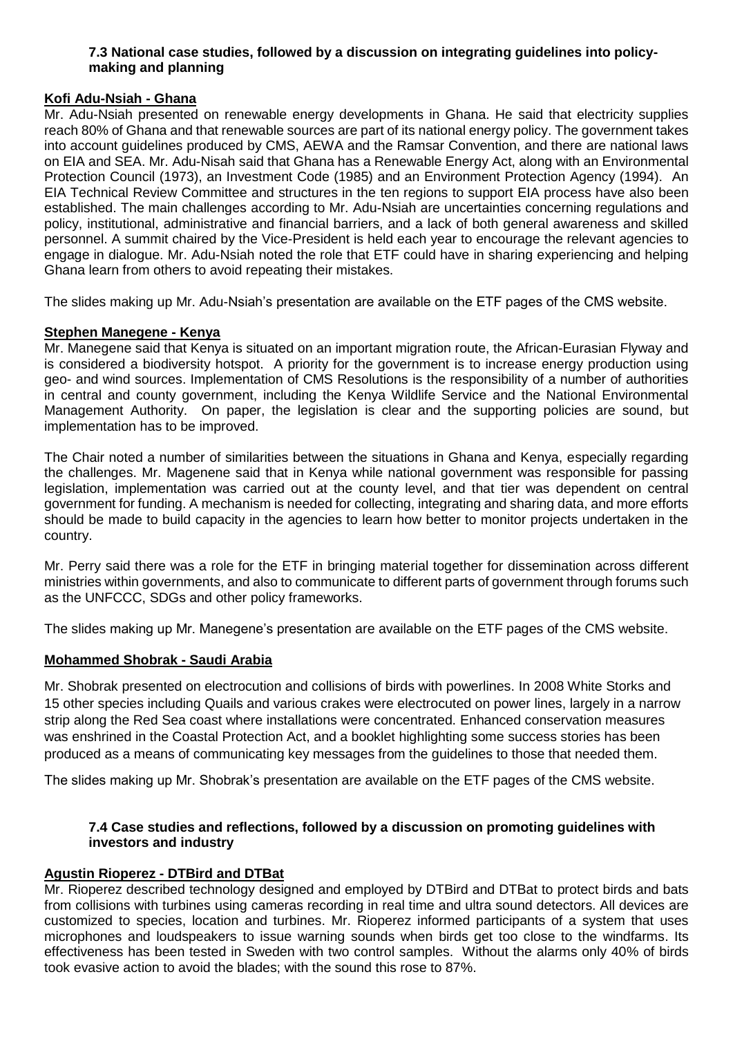### 7.3 National case studies, followed by a discussion on integrating guidelines into policy-making and planning

**Kofi Adu-Nsiah - Ghana**

Mr. Adu-Nsiah presented on renewable energy developments in Ghana. He said that electricity supplies reach 80% of Ghana and that renewable sources are part of its national energy policy. The government takes into account guidelines produced by CMS, AEWA and the Ramsar Convention, and there are national laws on EIA and SEA. Mr. Adu-Nisah said that Ghana has a Renewable Energy Act, along with an Environmental Protection Council (1973), an Investment Code (1985) and an Environment Protection Agency (1994). An EIA Technical Review Committee and structures in the ten regions to support EIA process have also been established. The main challenges according to Mr. Adu-Nsiah are uncertainties concerning regulations and policy, institutional, administrative and financial barriers, and a lack of both general awareness and skilled personnel. A summit chaired by the Vice-President is held each year to encourage the relevant agencies to engage in dialogue. Mr. Adu-Nsiah noted the role that ETF could have in sharing experiencing and helping Ghana learn from others to avoid repeating their mistakes.

The slides making up Mr. Adu-Nsiah's presentation are available on the ETF pages of the CMS website.

**Stephen Manegene - Kenya**

Mr. Manegene said that Kenya is situated on an important migration route, the African-Eurasian Flyway and is considered a biodiversity hotspot. A priority for the government is to increase energy production using geo- and wind sources. Implementation of CMS Resolutions is the responsibility of a number of authorities in central and county government, including the Kenya Wildlife Service and the National Environmental Management Authority. On paper, the legislation is clear and the supporting policies are sound, but implementation has to be improved.

The Chair noted a number of similarities between the situations in Ghana and Kenya, especially regarding the challenges. Mr. Magenene said that in Kenya while national government was responsible for passing legislation, implementation was carried out at the county level, and that tier was dependent on central government for funding. A mechanism is needed for collecting, integrating and sharing data, and more efforts should be made to build capacity in the agencies to learn how better to monitor projects undertaken in the country.

Mr. Perry said there was a role for the ETF in bringing material together for dissemination across different ministries within governments, and also to communicate to different parts of government through forums such as the UNFCCC, SDGs and other policy frameworks.

The slides making up Mr. Manegene's presentation are available on the ETF pages of the CMS website.

**Mohammed Shobrak - Saudi Arabia**

Mr. Shobrak presented on electrocution and collisions of birds with powerlines. In 2008 White Storks and 15 other species including Quails and various crakes were electrocuted on power lines, largely in a narrow strip along the Red Sea coast where installations were concentrated. Enhanced conservation measures was enshrined in the Coastal Protection Act, and a booklet highlighting some success stories has been produced as a means of communicating key messages from the guidelines to those that needed them.

The slides making up Mr. Shobrak's presentation are available on the ETF pages of the CMS website.

### 7.4 Case studies and reflections, followed by a discussion on promoting guidelines with investors and industry

**Agustin Rioperez - DTBird and DTBat**

Mr. Rioperez described technology designed and employed by DTBird and DTBat to protect birds and bats from collisions with turbines using cameras recording in real time and ultra sound detectors. All devices are customized to species, location and turbines. Mr. Rioperez informed participants of a system that uses microphones and loudspeakers to issue warning sounds when birds get too close to the windfarms. Its effectiveness has been tested in Sweden with two control samples. Without the alarms only 40% of birds took evasive action to avoid the blades; with the sound this rose to 87%.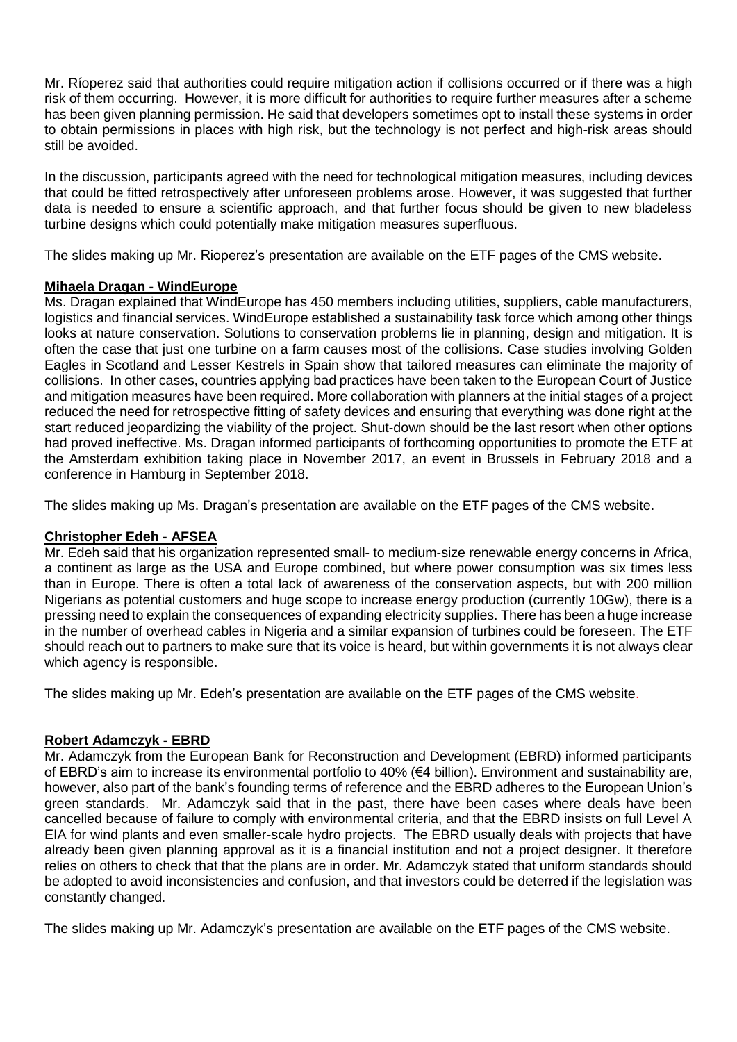Mr. Ríoperez said that authorities could require mitigation action if collisions occurred or if there was a high risk of them occurring. However, it is more difficult for authorities to require further measures after a scheme has been given planning permission. He said that developers sometimes opt to install these systems in order to obtain permissions in places with high risk, but the technology is not perfect and high-risk areas should still be avoided.

In the discussion, participants agreed with the need for technological mitigation measures, including devices that could be fitted retrospectively after unforeseen problems arose. However, it was suggested that further data is needed to ensure a scientific approach, and that further focus should be given to new bladeless turbine designs which could potentially make mitigation measures superfluous.

The slides making up Mr. Rioperez's presentation are available on the ETF pages of the CMS website.

**Mihaela Dragan - WindEurope**

Ms. Dragan explained that WindEurope has 450 members including utilities, suppliers, cable manufacturers, logistics and financial services. WindEurope established a sustainability task force which among other things looks at nature conservation. Solutions to conservation problems lie in planning, design and mitigation. It is often the case that just one turbine on a farm causes most of the collisions. Case studies involving Golden Eagles in Scotland and Lesser Kestrels in Spain show that tailored measures can eliminate the majority of collisions. In other cases, countries applying bad practices have been taken to the European Court of Justice and mitigation measures have been required. More collaboration with planners at the initial stages of a project reduced the need for retrospective fitting of safety devices and ensuring that everything was done right at the start reduced jeopardizing the viability of the project. Shut-down should be the last resort when other options had proved ineffective. Ms. Dragan informed participants of forthcoming opportunities to promote the ETF at the Amsterdam exhibition taking place in November 2017, an event in Brussels in February 2018 and a conference in Hamburg in September 2018.

The slides making up Ms. Dragan's presentation are available on the ETF pages of the CMS website.

**Christopher Edeh - AFSEA**

Mr. Edeh said that his organization represented small- to medium-size renewable energy concerns in Africa, a continent as large as the USA and Europe combined, but where power consumption was six times less than in Europe. There is often a total lack of awareness of the conservation aspects, but with 200 million Nigerians as potential customers and huge scope to increase energy production (currently 10Gw), there is a pressing need to explain the consequences of expanding electricity supplies. There has been a huge increase in the number of overhead cables in Nigeria and a similar expansion of turbines could be foreseen. The ETF should reach out to partners to make sure that its voice is heard, but within governments it is not always clear which agency is responsible.

The slides making up Mr. Edeh's presentation are available on the ETF pages of the CMS website.

**Robert Adamczyk - EBRD**

Mr. Adamczyk from the European Bank for Reconstruction and Development (EBRD) informed participants of EBRD's aim to increase its environmental portfolio to 40% (€4 billion). Environment and sustainability are, however, also part of the bank's founding terms of reference and the EBRD adheres to the European Union's green standards. Mr. Adamczyk said that in the past, there have been cases where deals have been cancelled because of failure to comply with environmental criteria, and that the EBRD insists on full Level A EIA for wind plants and even smaller-scale hydro projects. The EBRD usually deals with projects that have already been given planning approval as it is a financial institution and not a project designer. It therefore relies on others to check that that the plans are in order. Mr. Adamczyk stated that uniform standards should be adopted to avoid inconsistencies and confusion, and that investors could be deterred if the legislation was constantly changed.

The slides making up Mr. Adamczyk's presentation are available on the ETF pages of the CMS website.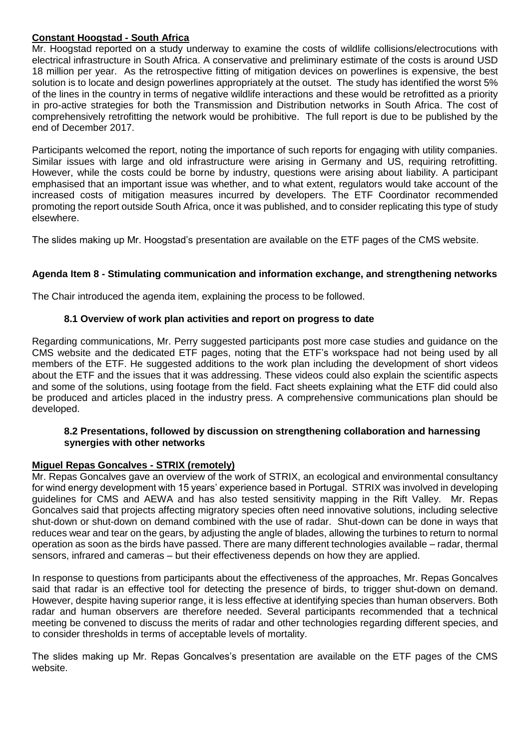**Constant Hoogstad - South Africa**

Mr. Hoogstad reported on a study underway to examine the costs of wildlife collisions/electrocutions with electrical infrastructure in South Africa. A conservative and preliminary estimate of the costs is around USD 18 million per year. As the retrospective fitting of mitigation devices on powerlines is expensive, the best solution is to locate and design powerlines appropriately at the outset. The study has identified the worst 5% of the lines in the country in terms of negative wildlife interactions and these would be retrofitted as a priority in pro-active strategies for both the Transmission and Distribution networks in South Africa. The cost of comprehensively retrofitting the network would be prohibitive. The full report is due to be published by the end of December 2017.

Participants welcomed the report, noting the importance of such reports for engaging with utility companies. Similar issues with large and old infrastructure were arising in Germany and US, requiring retrofitting. However, while the costs could be borne by industry, questions were arising about liability. A participant emphasised that an important issue was whether, and to what extent, regulators would take account of the increased costs of mitigation measures incurred by developers. The ETF Coordinator recommended promoting the report outside South Africa, once it was published, and to consider replicating this type of study elsewhere.

The slides making up Mr. Hoogstad's presentation are available on the ETF pages of the CMS website.

## Agenda Item 8 - Stimulating communication and information exchange, and strengthening networks

The Chair introduced the agenda item, explaining the process to be followed.

### 8.1 Overview of work plan activities and report on progress to date

Regarding communications, Mr. Perry suggested participants post more case studies and guidance on the CMS website and the dedicated ETF pages, noting that the ETF's workspace had not being used by all members of the ETF. He suggested additions to the work plan including the development of short videos about the ETF and the issues that it was addressing. These videos could also explain the scientific aspects and some of the solutions, using footage from the field. Fact sheets explaining what the ETF did could also be produced and articles placed in the industry press. A comprehensive communications plan should be developed.

### 8.2 Presentations, followed by discussion on strengthening collaboration and harnessing synergies with other networks

**Miguel Repas Goncalves - STRIX (remotely)**

Mr. Repas Goncalves gave an overview of the work of STRIX, an ecological and environmental consultancy for wind energy development with 15 years' experience based in Portugal. STRIX was involved in developing guidelines for CMS and AEWA and has also tested sensitivity mapping in the Rift Valley. Mr. Repas Goncalves said that projects affecting migratory species often need innovative solutions, including selective shut-down or shut-down on demand combined with the use of radar. Shut-down can be done in ways that reduces wear and tear on the gears, by adjusting the angle of blades, allowing the turbines to return to normal operation as soon as the birds have passed. There are many different technologies available – radar, thermal sensors, infrared and cameras – but their effectiveness depends on how they are applied.

In response to questions from participants about the effectiveness of the approaches, Mr. Repas Goncalves said that radar is an effective tool for detecting the presence of birds, to trigger shut-down on demand. However, despite having superior range, it is less effective at identifying species than human observers. Both radar and human observers are therefore needed. Several participants recommended that a technical meeting be convened to discuss the merits of radar and other technologies regarding different species, and to consider thresholds in terms of acceptable levels of mortality.

The slides making up Mr. Repas Goncalves's presentation are available on the ETF pages of the CMS website.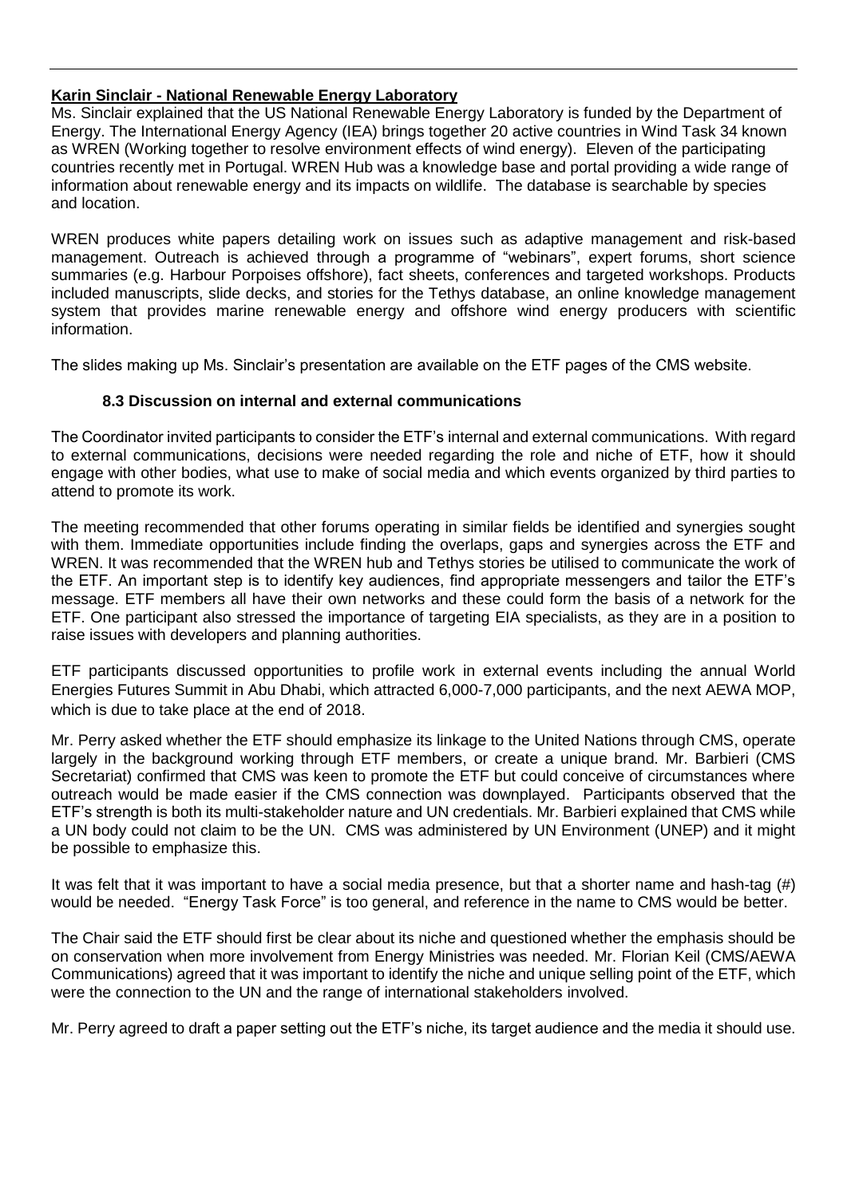**Karin Sinclair - National Renewable Energy Laboratory**

Ms. Sinclair explained that the US National Renewable Energy Laboratory is funded by the Department of Energy. The International Energy Agency (IEA) brings together 20 active countries in Wind Task 34 known as WREN (Working together to resolve environment effects of wind energy). Eleven of the participating countries recently met in Portugal. WREN Hub was a knowledge base and portal providing a wide range of information about renewable energy and its impacts on wildlife. The database is searchable by species and location.

WREN produces white papers detailing work on issues such as adaptive management and risk-based management. Outreach is achieved through a programme of "webinars", expert forums, short science summaries (e.g. Harbour Porpoises offshore), fact sheets, conferences and targeted workshops. Products included manuscripts, slide decks, and stories for the Tethys database, an online knowledge management system that provides marine renewable energy and offshore wind energy producers with scientific information.

The slides making up Ms. Sinclair's presentation are available on the ETF pages of the CMS website.

### 8.3 Discussion on internal and external communications

The Coordinator invited participants to consider the ETF's internal and external communications. With regard to external communications, decisions were needed regarding the role and niche of ETF, how it should engage with other bodies, what use to make of social media and which events organized by third parties to attend to promote its work.

The meeting recommended that other forums operating in similar fields be identified and synergies sought with them. Immediate opportunities include finding the overlaps, gaps and synergies across the ETF and WREN. It was recommended that the WREN hub and Tethys stories be utilised to communicate the work of the ETF. An important step is to identify key audiences, find appropriate messengers and tailor the ETF's message. ETF members all have their own networks and these could form the basis of a network for the ETF. One participant also stressed the importance of targeting EIA specialists, as they are in a position to raise issues with developers and planning authorities.

ETF participants discussed opportunities to profile work in external events including the annual World Energies Futures Summit in Abu Dhabi, which attracted 6,000-7,000 participants, and the next AEWA MOP, which is due to take place at the end of 2018.

Mr. Perry asked whether the ETF should emphasize its linkage to the United Nations through CMS, operate largely in the background working through ETF members, or create a unique brand. Mr. Barbieri (CMS Secretariat) confirmed that CMS was keen to promote the ETF but could conceive of circumstances where outreach would be made easier if the CMS connection was downplayed. Participants observed that the ETF's strength is both its multi-stakeholder nature and UN credentials. Mr. Barbieri explained that CMS while a UN body could not claim to be the UN. CMS was administered by UN Environment (UNEP) and it might be possible to emphasize this.

It was felt that it was important to have a social media presence, but that a shorter name and hash-tag (#) would be needed. "Energy Task Force" is too general, and reference in the name to CMS would be better.

The Chair said the ETF should first be clear about its niche and questioned whether the emphasis should be on conservation when more involvement from Energy Ministries was needed. Mr. Florian Keil (CMS/AEWA Communications) agreed that it was important to identify the niche and unique selling point of the ETF, which were the connection to the UN and the range of international stakeholders involved.

Mr. Perry agreed to draft a paper setting out the ETF's niche, its target audience and the media it should use.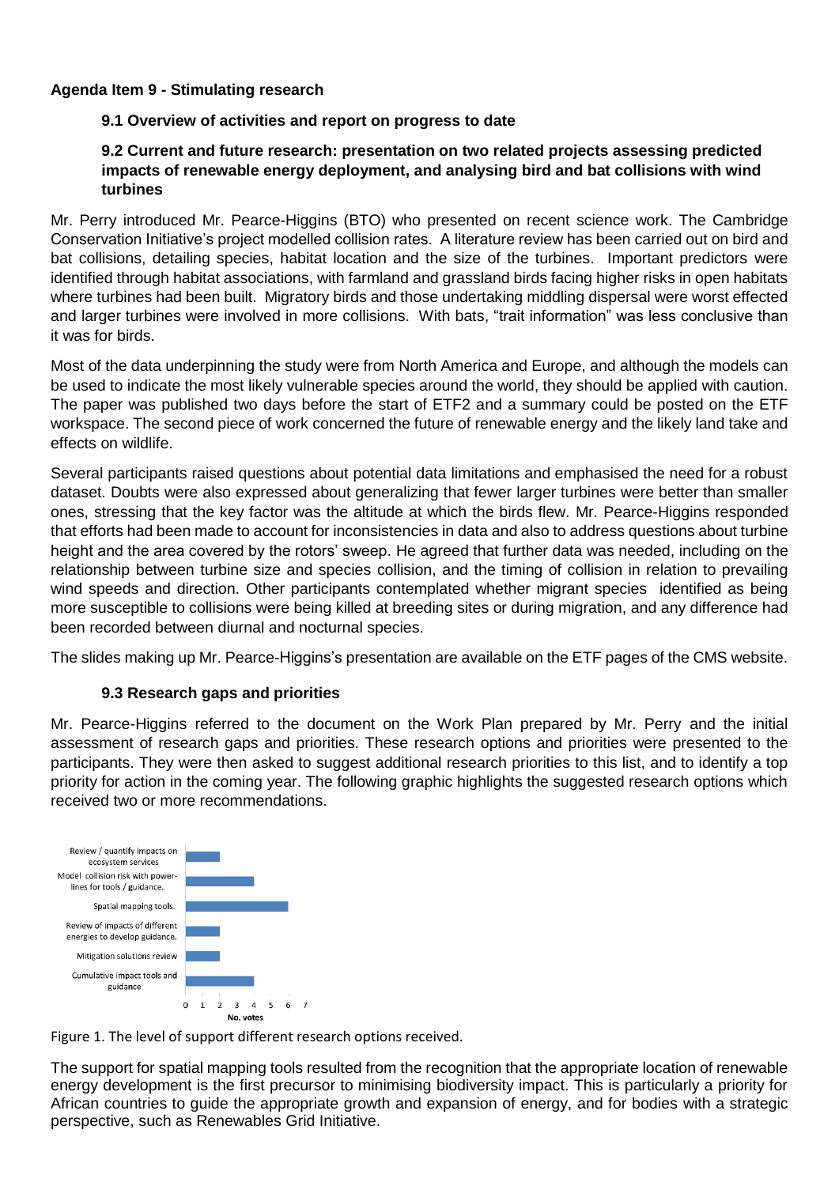**Agenda Item 9 - Stimulating research**

**9.1 Overview of activities and report on progress to date**

**9.2 Current and future research: presentation on two related projects assessing predicted impacts of renewable energy deployment, and analysing bird and bat collisions with wind turbines**

Mr. Perry introduced Mr. Pearce-Higgins (BTO) who presented on recent science work. The Cambridge Conservation Initiative's project modelled collision rates. A literature review has been carried out on bird and bat collisions, detailing species, habitat location and the size of the turbines. Important predictors were identified through habitat associations, with farmland and grassland birds facing higher risks in open habitats where turbines had been built. Migratory birds and those undertaking middling dispersal were worst effected and larger turbines were involved in more collisions. With bats, "trait information" was less conclusive than it was for birds.

Most of the data underpinning the study were from North America and Europe, and although the models can be used to indicate the most likely vulnerable species around the world, they should be applied with caution. The paper was published two days before the start of ETF2 and a summary could be posted on the ETF workspace. The second piece of work concerned the future of renewable energy and the likely land take and effects on wildlife.

Several participants raised questions about potential data limitations and emphasised the need for a robust dataset. Doubts were also expressed about generalizing that fewer larger turbines were better than smaller ones, stressing that the key factor was the altitude at which the birds flew. Mr. Pearce-Higgins responded that efforts had been made to account for inconsistencies in data and also to address questions about turbine height and the area covered by the rotors' sweep. He agreed that further data was needed, including on the relationship between turbine size and species collision, and the timing of collision in relation to prevailing wind speeds and direction. Other participants contemplated whether migrant species identified as being more susceptible to collisions were being killed at breeding sites or during migration, and any difference had been recorded between diurnal and nocturnal species.

The slides making up Mr. Pearce-Higgins's presentation are available on the ETF pages of the CMS website.

**9.3 Research gaps and priorities**

Mr. Pearce-Higgins referred to the document on the Work Plan prepared by Mr. Perry and the initial assessment of research gaps and priorities. These research options and priorities were presented to the participants. They were then asked to suggest additional research priorities to this list, and to identify a top priority for action in the coming year. The following graphic highlights the suggested research options which received two or more recommendations.

| Research option | No. votes |
|---|---|
| Review / quantify impacts on ecosystem services | 2 |
| Model collision risk with power-lines for tools / guidance. | 4 |
| Spatial mapping tools. | 6 |
| Review of impacts of different energies to develop guidance. | 2 |
| Mitigation solutions review | 2 |
| Cumulative impact tools and guidance | 4 |

Figure 1. The level of support different research options received.

The support for spatial mapping tools resulted from the recognition that the appropriate location of renewable energy development is the first precursor to minimising biodiversity impact. This is particularly a priority for African countries to guide the appropriate growth and expansion of energy, and for bodies with a strategic perspective, such as Renewables Grid Initiative.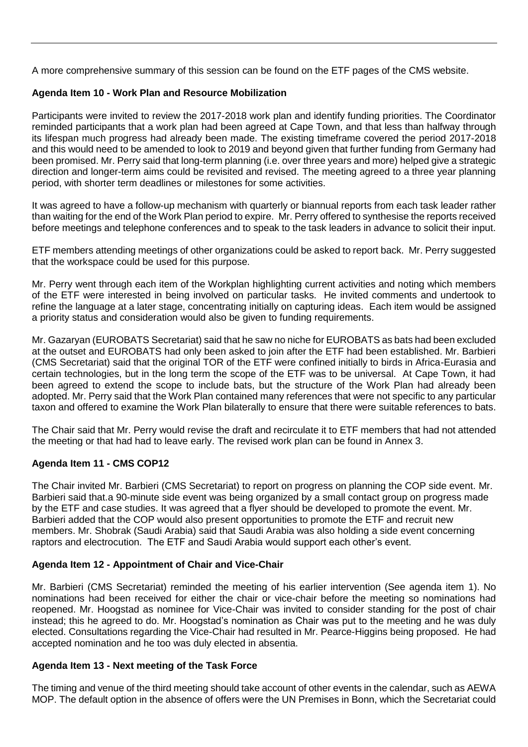A more comprehensive summary of this session can be found on the ETF pages of the CMS website.

**Agenda Item 10 - Work Plan and Resource Mobilization**

Participants were invited to review the 2017-2018 work plan and identify funding priorities. The Coordinator reminded participants that a work plan had been agreed at Cape Town, and that less than halfway through its lifespan much progress had already been made. The existing timeframe covered the period 2017-2018 and this would need to be amended to look to 2019 and beyond given that further funding from Germany had been promised. Mr. Perry said that long-term planning (i.e. over three years and more) helped give a strategic direction and longer-term aims could be revisited and revised. The meeting agreed to a three year planning period, with shorter term deadlines or milestones for some activities.

It was agreed to have a follow-up mechanism with quarterly or biannual reports from each task leader rather than waiting for the end of the Work Plan period to expire. Mr. Perry offered to synthesise the reports received before meetings and telephone conferences and to speak to the task leaders in advance to solicit their input.

ETF members attending meetings of other organizations could be asked to report back. Mr. Perry suggested that the workspace could be used for this purpose.

Mr. Perry went through each item of the Workplan highlighting current activities and noting which members of the ETF were interested in being involved on particular tasks. He invited comments and undertook to refine the language at a later stage, concentrating initially on capturing ideas. Each item would be assigned a priority status and consideration would also be given to funding requirements.

Mr. Gazaryan (EUROBATS Secretariat) said that he saw no niche for EUROBATS as bats had been excluded at the outset and EUROBATS had only been asked to join after the ETF had been established. Mr. Barbieri (CMS Secretariat) said that the original TOR of the ETF were confined initially to birds in Africa-Eurasia and certain technologies, but in the long term the scope of the ETF was to be universal. At Cape Town, it had been agreed to extend the scope to include bats, but the structure of the Work Plan had already been adopted. Mr. Perry said that the Work Plan contained many references that were not specific to any particular taxon and offered to examine the Work Plan bilaterally to ensure that there were suitable references to bats.

The Chair said that Mr. Perry would revise the draft and recirculate it to ETF members that had not attended the meeting or that had had to leave early. The revised work plan can be found in Annex 3.

**Agenda Item 11 - CMS COP12**

The Chair invited Mr. Barbieri (CMS Secretariat) to report on progress on planning the COP side event. Mr. Barbieri said that.a 90-minute side event was being organized by a small contact group on progress made by the ETF and case studies. It was agreed that a flyer should be developed to promote the event. Mr. Barbieri added that the COP would also present opportunities to promote the ETF and recruit new members. Mr. Shobrak (Saudi Arabia) said that Saudi Arabia was also holding a side event concerning raptors and electrocution. The ETF and Saudi Arabia would support each other's event.

**Agenda Item 12 - Appointment of Chair and Vice-Chair**

Mr. Barbieri (CMS Secretariat) reminded the meeting of his earlier intervention (See agenda item 1). No nominations had been received for either the chair or vice-chair before the meeting so nominations had reopened. Mr. Hoogstad as nominee for Vice-Chair was invited to consider standing for the post of chair instead; this he agreed to do. Mr. Hoogstad's nomination as Chair was put to the meeting and he was duly elected. Consultations regarding the Vice-Chair had resulted in Mr. Pearce-Higgins being proposed. He had accepted nomination and he too was duly elected in absentia.

**Agenda Item 13 - Next meeting of the Task Force**

The timing and venue of the third meeting should take account of other events in the calendar, such as AEWA MOP. The default option in the absence of offers were the UN Premises in Bonn, which the Secretariat could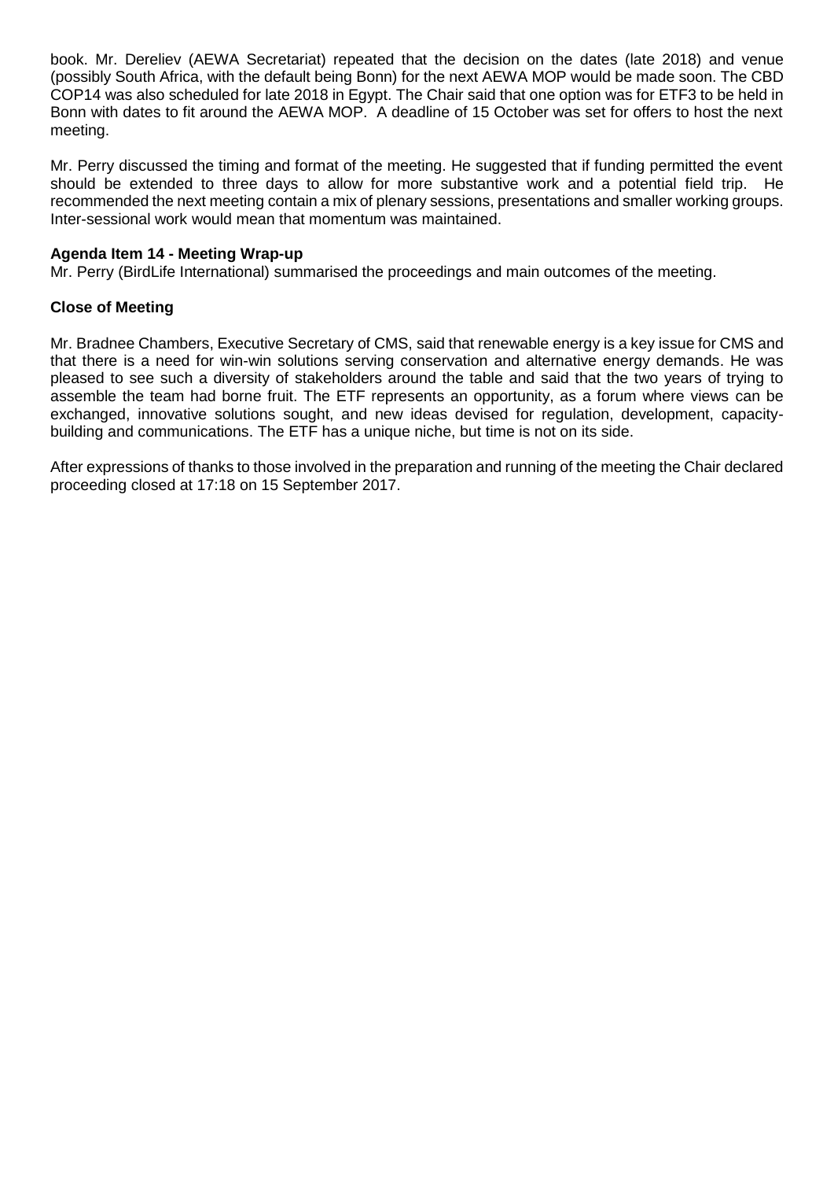book. Mr. Dereliev (AEWA Secretariat) repeated that the decision on the dates (late 2018) and venue (possibly South Africa, with the default being Bonn) for the next AEWA MOP would be made soon. The CBD COP14 was also scheduled for late 2018 in Egypt. The Chair said that one option was for ETF3 to be held in Bonn with dates to fit around the AEWA MOP. A deadline of 15 October was set for offers to host the next meeting.

Mr. Perry discussed the timing and format of the meeting. He suggested that if funding permitted the event should be extended to three days to allow for more substantive work and a potential field trip. He recommended the next meeting contain a mix of plenary sessions, presentations and smaller working groups. Inter-sessional work would mean that momentum was maintained.

**Agenda Item 14 - Meeting Wrap-up**

Mr. Perry (BirdLife International) summarised the proceedings and main outcomes of the meeting.

**Close of Meeting**

Mr. Bradnee Chambers, Executive Secretary of CMS, said that renewable energy is a key issue for CMS and that there is a need for win-win solutions serving conservation and alternative energy demands. He was pleased to see such a diversity of stakeholders around the table and said that the two years of trying to assemble the team had borne fruit. The ETF represents an opportunity, as a forum where views can be exchanged, innovative solutions sought, and new ideas devised for regulation, development, capacity-building and communications. The ETF has a unique niche, but time is not on its side.

After expressions of thanks to those involved in the preparation and running of the meeting the Chair declared proceeding closed at 17:18 on 15 September 2017.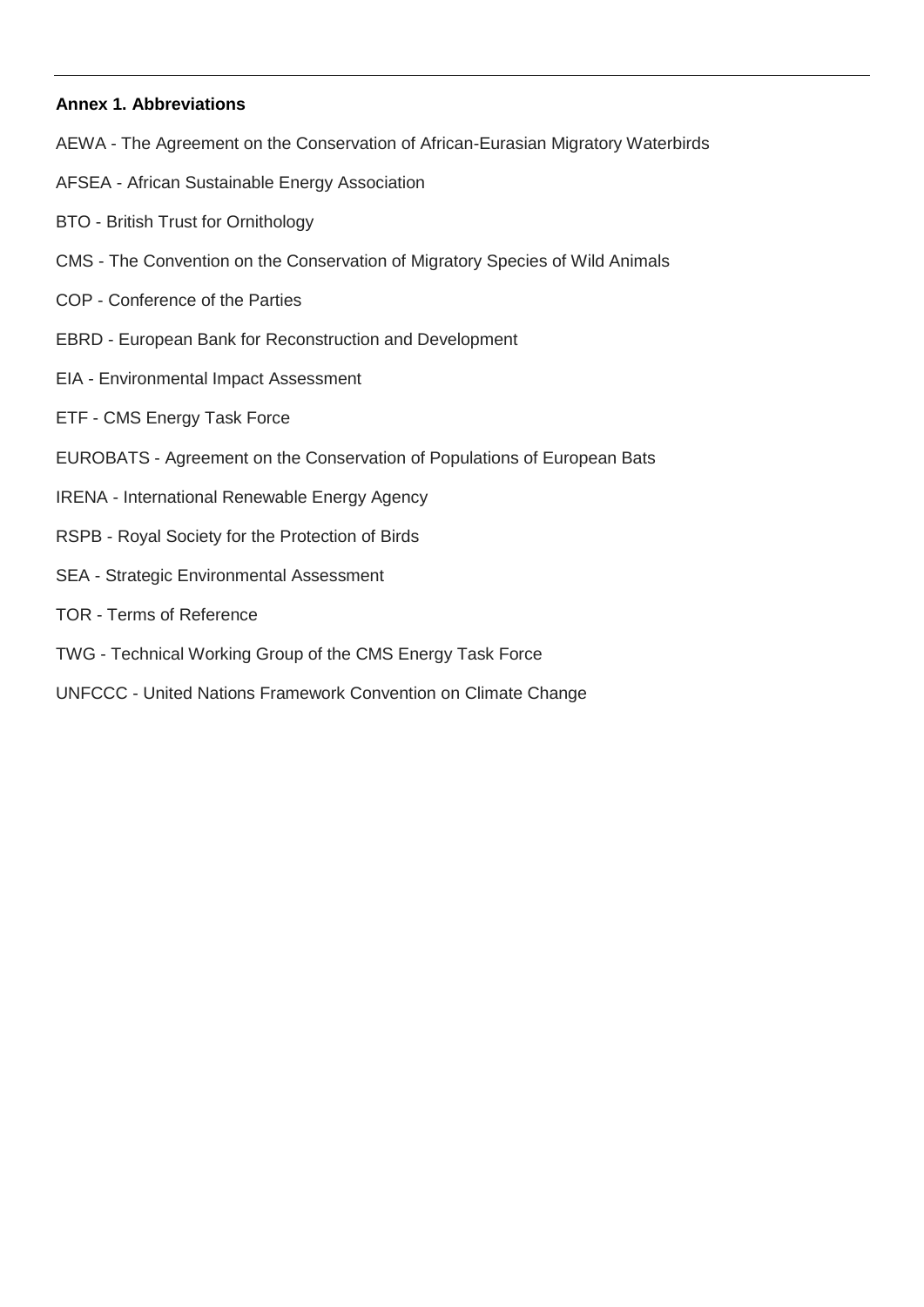**Annex 1. Abbreviations**

AEWA - The Agreement on the Conservation of African-Eurasian Migratory Waterbirds

AFSEA - African Sustainable Energy Association

BTO - British Trust for Ornithology

CMS - The Convention on the Conservation of Migratory Species of Wild Animals

COP - Conference of the Parties

EBRD - European Bank for Reconstruction and Development

EIA - Environmental Impact Assessment

ETF - CMS Energy Task Force

EUROBATS - Agreement on the Conservation of Populations of European Bats

IRENA - International Renewable Energy Agency

RSPB - Royal Society for the Protection of Birds

SEA - Strategic Environmental Assessment

TOR - Terms of Reference

TWG - Technical Working Group of the CMS Energy Task Force

UNFCCC - United Nations Framework Convention on Climate Change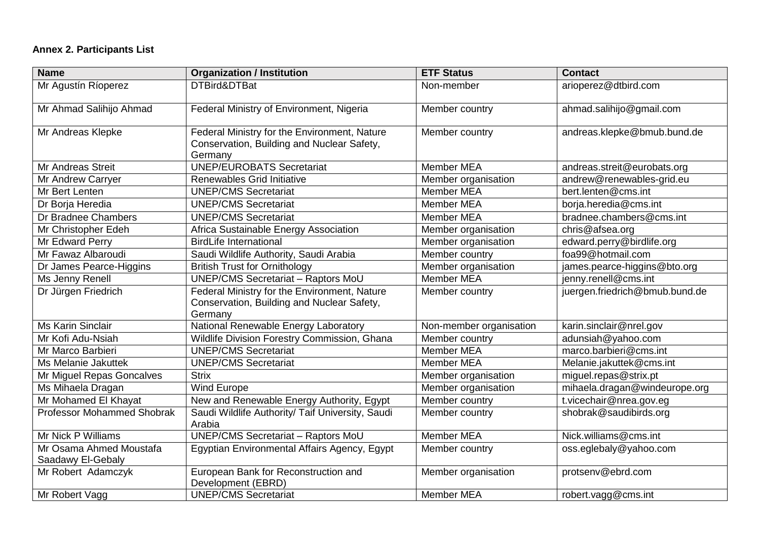**Annex 2. Participants List**

| Name | Organization / Institution | ETF Status | Contact |
|---|---|---|---|
| Mr Agustín Ríoperez | DTBird&DTBat | Non-member | arioperez@dtbird.com |
| Mr Ahmad Salihijo Ahmad | Federal Ministry of Environment, Nigeria | Member country | ahmad.salihijo@gmail.com |
| Mr Andreas Klepke | Federal Ministry for the Environment, Nature Conservation, Building and Nuclear Safety, Germany | Member country | andreas.klepke@bmub.bund.de |
| Mr Andreas Streit | UNEP/EUROBATS Secretariat | Member MEA | andreas.streit@eurobats.org |
| Mr Andrew Carryer | Renewables Grid Initiative | Member organisation | andrew@renewables-grid.eu |
| Mr Bert Lenten | UNEP/CMS Secretariat | Member MEA | bert.lenten@cms.int |
| Dr Borja Heredia | UNEP/CMS Secretariat | Member MEA | borja.heredia@cms.int |
| Dr Bradnee Chambers | UNEP/CMS Secretariat | Member MEA | bradnee.chambers@cms.int |
| Mr Christopher Edeh | Africa Sustainable Energy Association | Member organisation | chris@afsea.org |
| Mr Edward Perry | BirdLife International | Member organisation | edward.perry@birdlife.org |
| Mr Fawaz Albaroudi | Saudi Wildlife Authority, Saudi Arabia | Member country | foa99@hotmail.com |
| Dr James Pearce-Higgins | British Trust for Ornithology | Member organisation | james.pearce-higgins@bto.org |
| Ms Jenny Renell | UNEP/CMS Secretariat – Raptors MoU | Member MEA | jenny.renell@cms.int |
| Dr Jürgen Friedrich | Federal Ministry for the Environment, Nature Conservation, Building and Nuclear Safety, Germany | Member country | juergen.friedrich@bmub.bund.de |
| Ms Karin Sinclair | National Renewable Energy Laboratory | Non-member organisation | karin.sinclair@nrel.gov |
| Mr Kofi Adu-Nsiah | Wildlife Division Forestry Commission, Ghana | Member country | adunsiah@yahoo.com |
| Mr Marco Barbieri | UNEP/CMS Secretariat | Member MEA | marco.barbieri@cms.int |
| Ms Melanie Jakuttek | UNEP/CMS Secretariat | Member MEA | Melanie.jakuttek@cms.int |
| Mr Miguel Repas Goncalves | Strix | Member organisation | miguel.repas@strix.pt |
| Ms Mihaela Dragan | Wind Europe | Member organisation | mihaela.dragan@windeurope.org |
| Mr Mohamed El Khayat | New and Renewable Energy Authority, Egypt | Member country | t.vicechair@nrea.gov.eg |
| Professor Mohammed Shobrak | Saudi Wildlife Authority/ Taif University, Saudi Arabia | Member country | shobrak@saudibirds.org |
| Mr Nick P Williams | UNEP/CMS Secretariat – Raptors MoU | Member MEA | Nick.williams@cms.int |
| Mr Osama Ahmed Moustafa Saadawy El-Gebaly | Egyptian Environmental Affairs Agency, Egypt | Member country | oss.eglebaly@yahoo.com |
| Mr Robert Adamczyk | European Bank for Reconstruction and Development (EBRD) | Member organisation | protsenv@ebrd.com |
| Mr Robert Vagg | UNEP/CMS Secretariat | Member MEA | robert.vagg@cms.int |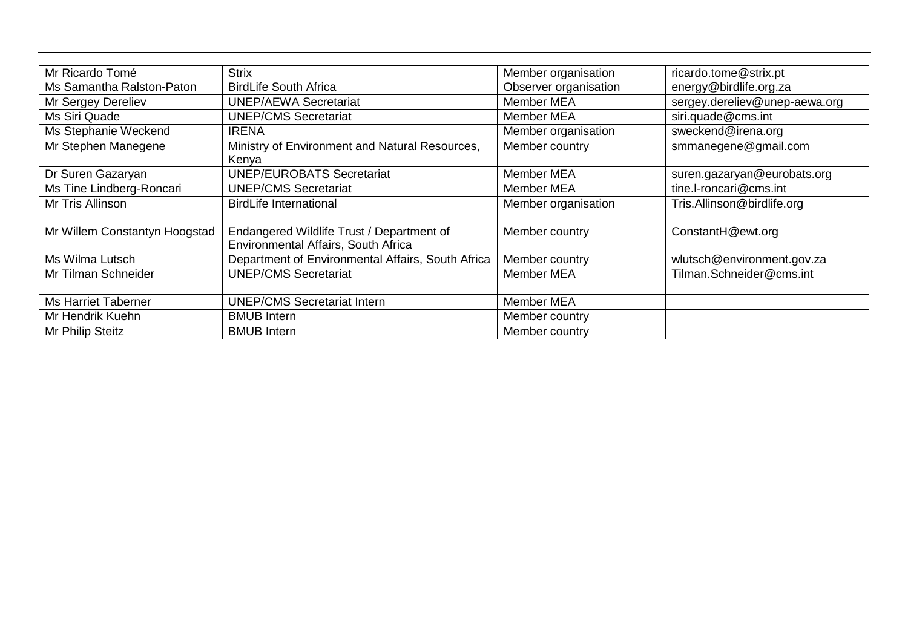| | | | |
|---|---|---|---|
| Mr Ricardo Tomé | Strix | Member organisation | ricardo.tome@strix.pt |
| Ms Samantha Ralston-Paton | BirdLife South Africa | Observer organisation | energy@birdlife.org.za |
| Mr Sergey Dereliev | UNEP/AEWA Secretariat | Member MEA | sergey.dereliev@unep-aewa.org |
| Ms Siri Quade | UNEP/CMS Secretariat | Member MEA | siri.quade@cms.int |
| Ms Stephanie Weckend | IRENA | Member organisation | sweckend@irena.org |
| Mr Stephen Manegene | Ministry of Environment and Natural Resources, Kenya | Member country | smmanegene@gmail.com |
| Dr Suren Gazaryan | UNEP/EUROBATS Secretariat | Member MEA | suren.gazaryan@eurobats.org |
| Ms Tine Lindberg-Roncari | UNEP/CMS Secretariat | Member MEA | tine.l-roncari@cms.int |
| Mr Tris Allinson | BirdLife International | Member organisation | Tris.Allinson@birdlife.org |
| Mr Willem Constantyn Hoogstad | Endangered Wildlife Trust / Department of Environmental Affairs, South Africa | Member country | ConstantH@ewt.org |
| Ms Wilma Lutsch | Department of Environmental Affairs, South Africa | Member country | wlutsch@environment.gov.za |
| Mr Tilman Schneider | UNEP/CMS Secretariat | Member MEA | Tilman.Schneider@cms.int |
| Ms Harriet Taberner | UNEP/CMS Secretariat Intern | Member MEA | |
| Mr Hendrik Kuehn | BMUB Intern | Member country | |
| Mr Philip Steitz | BMUB Intern | Member country | |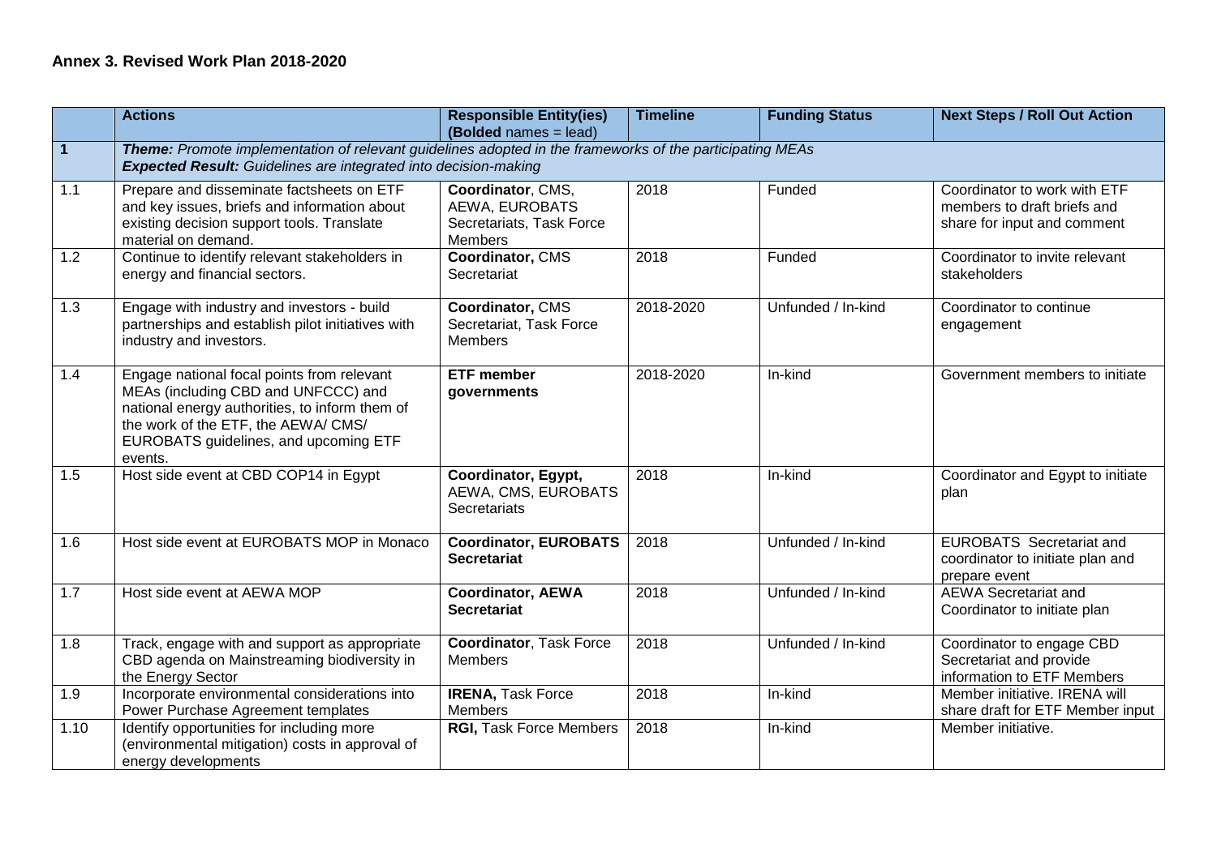### Annex 3. Revised Work Plan 2018-2020

| | Actions | Responsible Entity(ies) (**Bolded** names = lead) | Timeline | Funding Status | Next Steps / Roll Out Action |
|---|---|---|---|---|---|
| **1** | ***Theme:*** *Promote implementation of relevant guidelines adopted in the frameworks of the participating MEAs* ***Expected Result:*** *Guidelines are integrated into decision-making* | | | | |
| 1.1 | Prepare and disseminate factsheets on ETF and key issues, briefs and information about existing decision support tools. Translate material on demand. | **Coordinator**, CMS, AEWA, EUROBATS Secretariats, Task Force Members | 2018 | Funded | Coordinator to work with ETF members to draft briefs and share for input and comment |
| 1.2 | Continue to identify relevant stakeholders in energy and financial sectors. | **Coordinator,** CMS Secretariat | 2018 | Funded | Coordinator to invite relevant stakeholders |
| 1.3 | Engage with industry and investors - build partnerships and establish pilot initiatives with industry and investors. | **Coordinator,** CMS Secretariat, Task Force Members | 2018-2020 | Unfunded / In-kind | Coordinator to continue engagement |
| 1.4 | Engage national focal points from relevant MEAs (including CBD and UNFCCC) and national energy authorities, to inform them of the work of the ETF, the AEWA/ CMS/ EUROBATS guidelines, and upcoming ETF events. | **ETF member governments** | 2018-2020 | In-kind | Government members to initiate |
| 1.5 | Host side event at CBD COP14 in Egypt | **Coordinator, Egypt,** AEWA, CMS, EUROBATS Secretariats | 2018 | In-kind | Coordinator and Egypt to initiate plan |
| 1.6 | Host side event at EUROBATS MOP in Monaco | **Coordinator, EUROBATS Secretariat** | 2018 | Unfunded / In-kind | EUROBATS Secretariat and coordinator to initiate plan and prepare event |
| 1.7 | Host side event at AEWA MOP | **Coordinator, AEWA Secretariat** | 2018 | Unfunded / In-kind | AEWA Secretariat and Coordinator to initiate plan |
| 1.8 | Track, engage with and support as appropriate CBD agenda on Mainstreaming biodiversity in the Energy Sector | **Coordinator**, Task Force Members | 2018 | Unfunded / In-kind | Coordinator to engage CBD Secretariat and provide information to ETF Members |
| 1.9 | Incorporate environmental considerations into Power Purchase Agreement templates | **IRENA,** Task Force Members | 2018 | In-kind | Member initiative. IRENA will share draft for ETF Member input |
| 1.10 | Identify opportunities for including more (environmental mitigation) costs in approval of energy developments | **RGI,** Task Force Members | 2018 | In-kind | Member initiative. |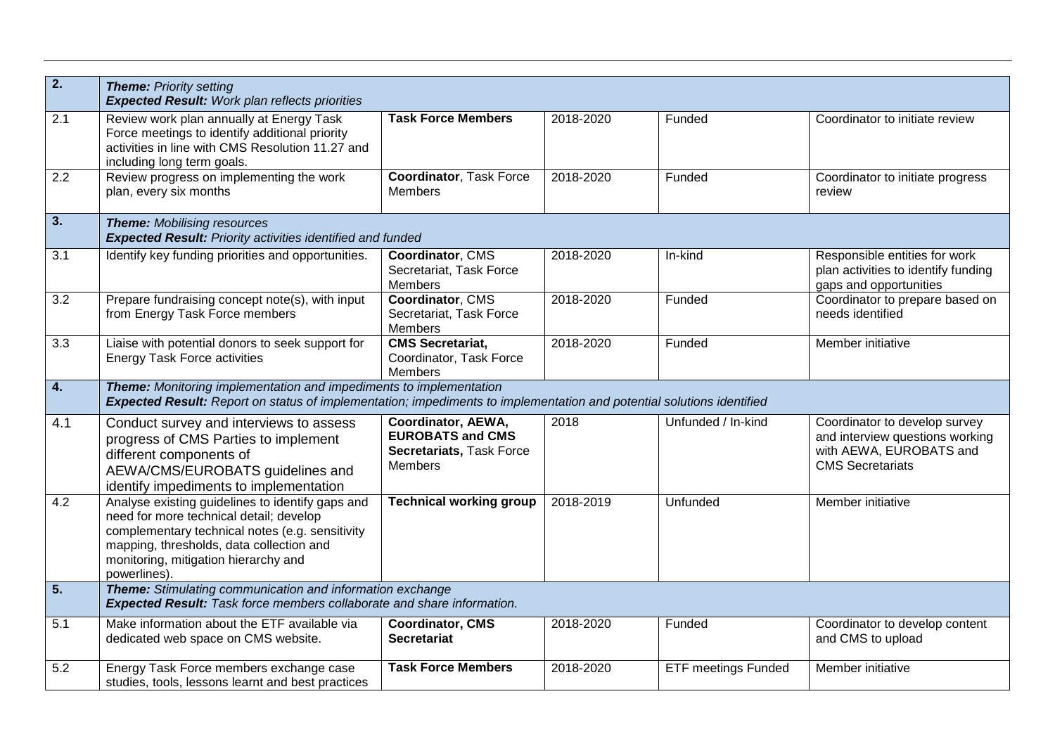| **2.** | ***Theme:** Priority setting* ***Expected Result:** Work plan reflects priorities* | | | | |
|---|---|---|---|---|---|
| 2.1 | Review work plan annually at Energy Task Force meetings to identify additional priority activities in line with CMS Resolution 11.27 and including long term goals. | **Task Force Members** | 2018-2020 | Funded | Coordinator to initiate review |
| 2.2 | Review progress on implementing the work plan, every six months | **Coordinator**, Task Force Members | 2018-2020 | Funded | Coordinator to initiate progress review |
| **3.** | ***Theme:** Mobilising resources* ***Expected Result:** Priority activities identified and funded* | | | | |
| 3.1 | Identify key funding priorities and opportunities. | **Coordinator**, CMS Secretariat, Task Force Members | 2018-2020 | In-kind | Responsible entities for work plan activities to identify funding gaps and opportunities |
| 3.2 | Prepare fundraising concept note(s), with input from Energy Task Force members | **Coordinator**, CMS Secretariat, Task Force Members | 2018-2020 | Funded | Coordinator to prepare based on needs identified |
| 3.3 | Liaise with potential donors to seek support for Energy Task Force activities | **CMS Secretariat,** Coordinator, Task Force Members | 2018-2020 | Funded | Member initiative |
| **4.** | ***Theme:** Monitoring implementation and impediments to implementation* ***Expected Result:** Report on status of implementation; impediments to implementation and potential solutions identified* | | | | |
| 4.1 | Conduct survey and interviews to assess progress of CMS Parties to implement different components of AEWA/CMS/EUROBATS guidelines and identify impediments to implementation | **Coordinator, AEWA, EUROBATS and CMS Secretariats,** Task Force Members | 2018 | Unfunded / In-kind | Coordinator to develop survey and interview questions working with AEWA, EUROBATS and CMS Secretariats |
| 4.2 | Analyse existing guidelines to identify gaps and need for more technical detail; develop complementary technical notes (e.g. sensitivity mapping, thresholds, data collection and monitoring, mitigation hierarchy and powerlines). | **Technical working group** | 2018-2019 | Unfunded | Member initiative |
| **5.** | ***Theme:** Stimulating communication and information exchange* ***Expected Result:** Task force members collaborate and share information.* | | | | |
| 5.1 | Make information about the ETF available via dedicated web space on CMS website. | **Coordinator, CMS Secretariat** | 2018-2020 | Funded | Coordinator to develop content and CMS to upload |
| 5.2 | Energy Task Force members exchange case studies, tools, lessons learnt and best practices | **Task Force Members** | 2018-2020 | ETF meetings Funded | Member initiative |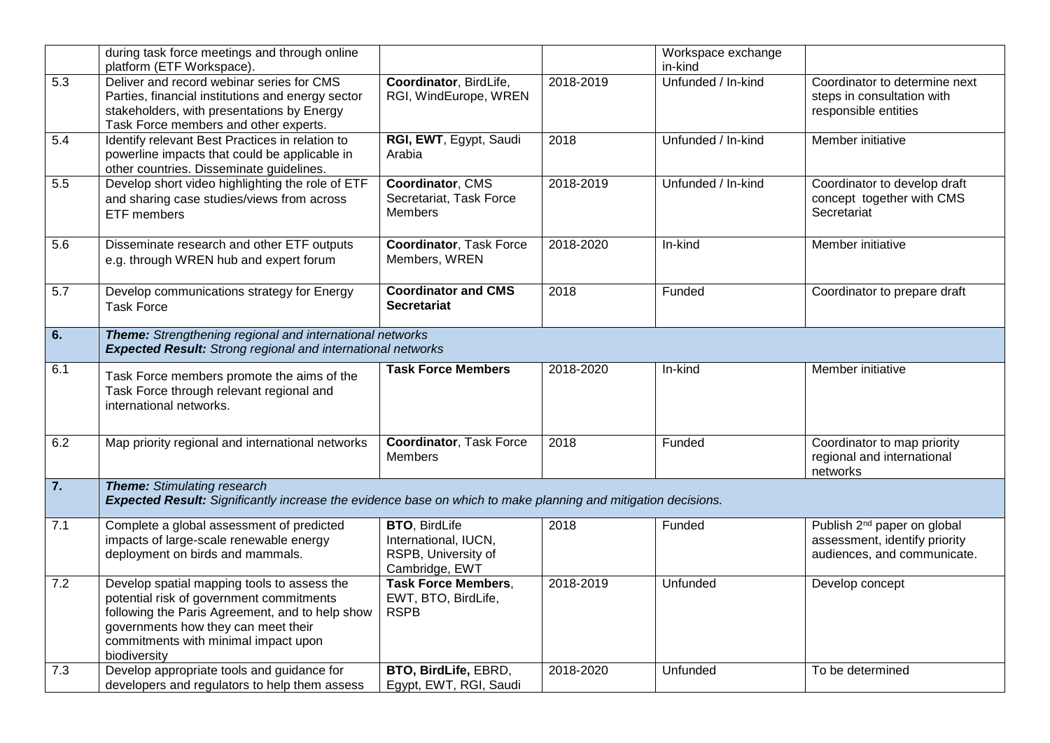| | during task force meetings and through online platform (ETF Workspace). | | | Workspace exchange in-kind | |
|---|---|---|---|---|---|
| 5.3 | Deliver and record webinar series for CMS Parties, financial institutions and energy sector stakeholders, with presentations by Energy Task Force members and other experts. | **Coordinator**, BirdLife, RGI, WindEurope, WREN | 2018-2019 | Unfunded / In-kind | Coordinator to determine next steps in consultation with responsible entities |
| 5.4 | Identify relevant Best Practices in relation to powerline impacts that could be applicable in other countries. Disseminate guidelines. | **RGI, EWT**, Egypt, Saudi Arabia | 2018 | Unfunded / In-kind | Member initiative |
| 5.5 | Develop short video highlighting the role of ETF and sharing case studies/views from across ETF members | **Coordinator**, CMS Secretariat, Task Force Members | 2018-2019 | Unfunded / In-kind | Coordinator to develop draft concept together with CMS Secretariat |
| 5.6 | Disseminate research and other ETF outputs e.g. through WREN hub and expert forum | **Coordinator**, Task Force Members, WREN | 2018-2020 | In-kind | Member initiative |
| 5.7 | Develop communications strategy for Energy Task Force | **Coordinator and CMS Secretariat** | 2018 | Funded | Coordinator to prepare draft |
| **6.** | ***Theme:*** *Strengthening regional and international networks* ***Expected Result:*** *Strong regional and international networks* | | | | |
| 6.1 | Task Force members promote the aims of the Task Force through relevant regional and international networks. | **Task Force Members** | 2018-2020 | In-kind | Member initiative |
| 6.2 | Map priority regional and international networks | **Coordinator**, Task Force Members | 2018 | Funded | Coordinator to map priority regional and international networks |
| **7.** | ***Theme:*** *Stimulating research* ***Expected Result:*** *Significantly increase the evidence base on which to make planning and mitigation decisions.* | | | | |
| 7.1 | Complete a global assessment of predicted impacts of large-scale renewable energy deployment on birds and mammals. | **BTO**, BirdLife International, IUCN, RSPB, University of Cambridge, EWT | 2018 | Funded | Publish 2nd paper on global assessment, identify priority audiences, and communicate. |
| 7.2 | Develop spatial mapping tools to assess the potential risk of government commitments following the Paris Agreement, and to help show governments how they can meet their commitments with minimal impact upon biodiversity | **Task Force Members**, EWT, BTO, BirdLife, **RSPB** | 2018-2019 | Unfunded | Develop concept |
| 7.3 | Develop appropriate tools and guidance for developers and regulators to help them assess | **BTO, BirdLife,** EBRD, Egypt, EWT, RGI, Saudi | 2018-2020 | Unfunded | To be determined |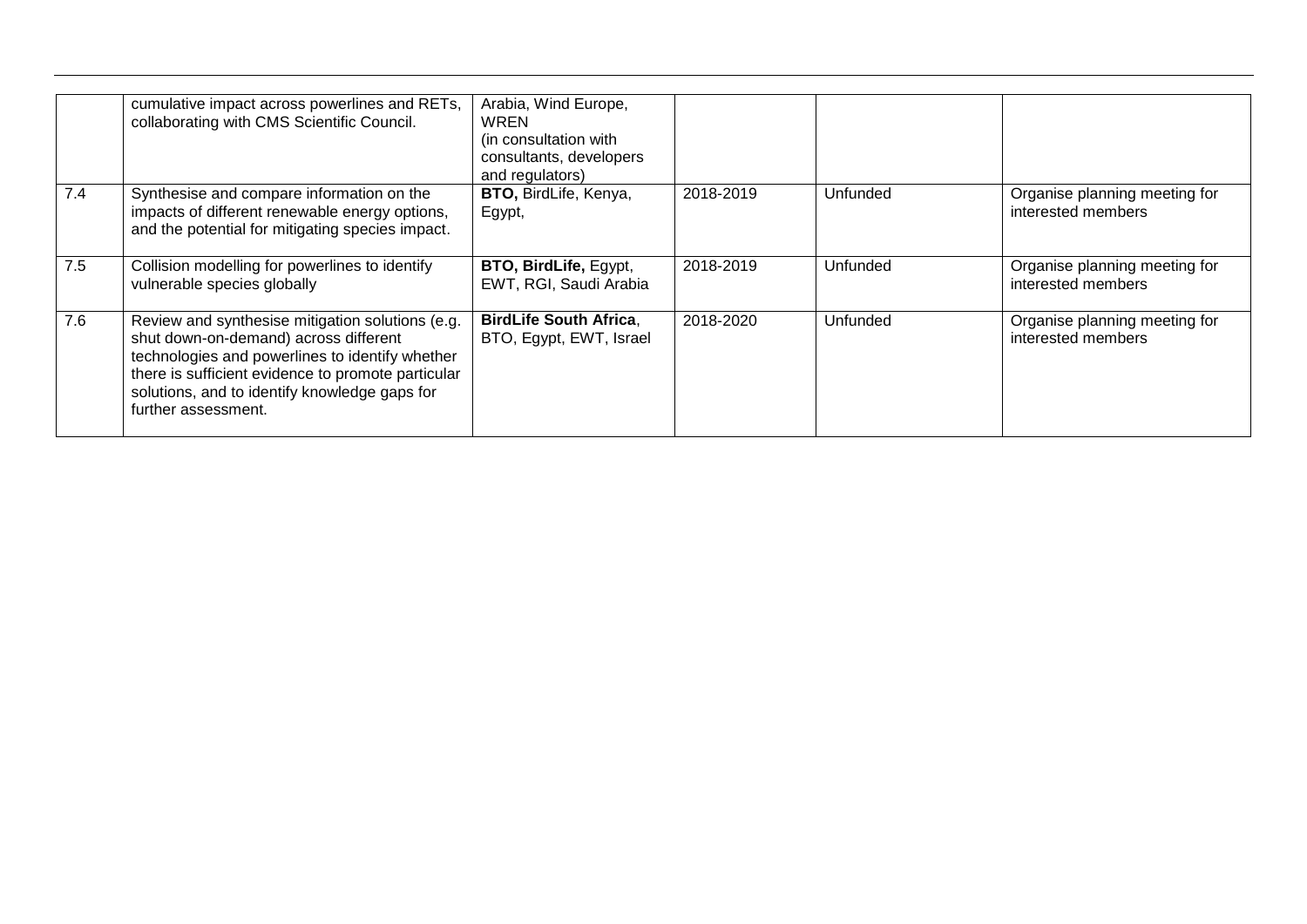| | | | | | |
|---|---|---|---|---|---|
| | cumulative impact across powerlines and RETs, collaborating with CMS Scientific Council. | Arabia, Wind Europe, WREN (in consultation with consultants, developers and regulators) | | | |
| 7.4 | Synthesise and compare information on the impacts of different renewable energy options, and the potential for mitigating species impact. | **BTO,** BirdLife, Kenya, Egypt, | 2018-2019 | Unfunded | Organise planning meeting for interested members |
| 7.5 | Collision modelling for powerlines to identify vulnerable species globally | **BTO, BirdLife,** Egypt, EWT, RGI, Saudi Arabia | 2018-2019 | Unfunded | Organise planning meeting for interested members |
| 7.6 | Review and synthesise mitigation solutions (e.g. shut down-on-demand) across different technologies and powerlines to identify whether there is sufficient evidence to promote particular solutions, and to identify knowledge gaps for further assessment. | **BirdLife South Africa**, BTO, Egypt, EWT, Israel | 2018-2020 | Unfunded | Organise planning meeting for interested members |